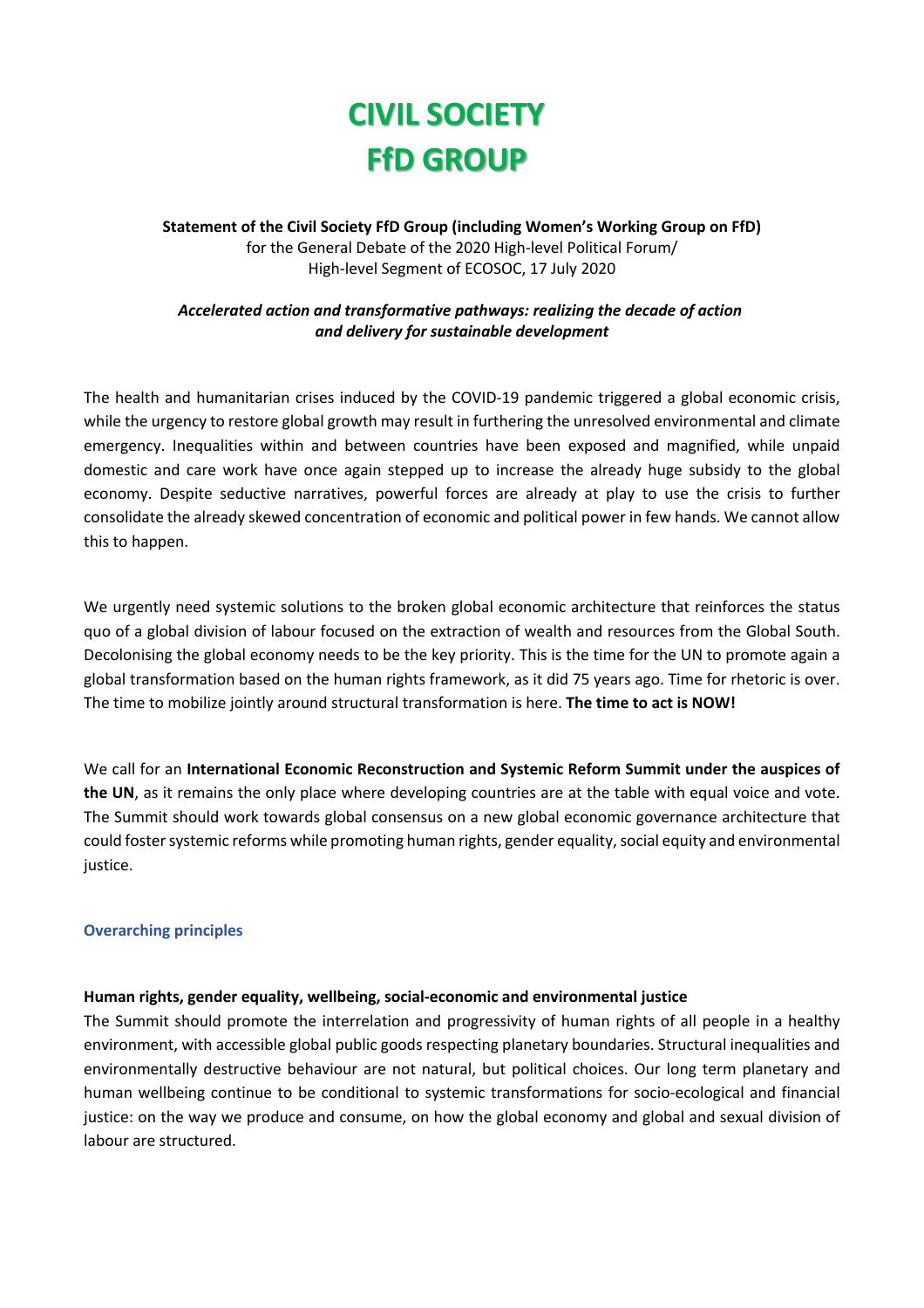# CIVIL SOCIETY FfD GROUP

**Statement of the Civil Society FfD Group (including Women's Working Group on FfD)**
for the General Debate of the 2020 High-level Political Forum/
High-level Segment of ECOSOC, 17 July 2020

***Accelerated action and transformative pathways: realizing the decade of action and delivery for sustainable development***

The health and humanitarian crises induced by the COVID-19 pandemic triggered a global economic crisis, while the urgency to restore global growth may result in furthering the unresolved environmental and climate emergency. Inequalities within and between countries have been exposed and magnified, while unpaid domestic and care work have once again stepped up to increase the already huge subsidy to the global economy. Despite seductive narratives, powerful forces are already at play to use the crisis to further consolidate the already skewed concentration of economic and political power in few hands. We cannot allow this to happen.

We urgently need systemic solutions to the broken global economic architecture that reinforces the status quo of a global division of labour focused on the extraction of wealth and resources from the Global South. Decolonising the global economy needs to be the key priority. This is the time for the UN to promote again a global transformation based on the human rights framework, as it did 75 years ago. Time for rhetoric is over. The time to mobilize jointly around structural transformation is here. **The time to act is NOW!**

We call for an **International Economic Reconstruction and Systemic Reform Summit under the auspices of the UN**, as it remains the only place where developing countries are at the table with equal voice and vote. The Summit should work towards global consensus on a new global economic governance architecture that could foster systemic reforms while promoting human rights, gender equality, social equity and environmental justice.

## Overarching principles

### Human rights, gender equality, wellbeing, social-economic and environmental justice

The Summit should promote the interrelation and progressivity of human rights of all people in a healthy environment, with accessible global public goods respecting planetary boundaries. Structural inequalities and environmentally destructive behaviour are not natural, but political choices. Our long term planetary and human wellbeing continue to be conditional to systemic transformations for socio-ecological and financial justice: on the way we produce and consume, on how the global economy and global and sexual division of labour are structured.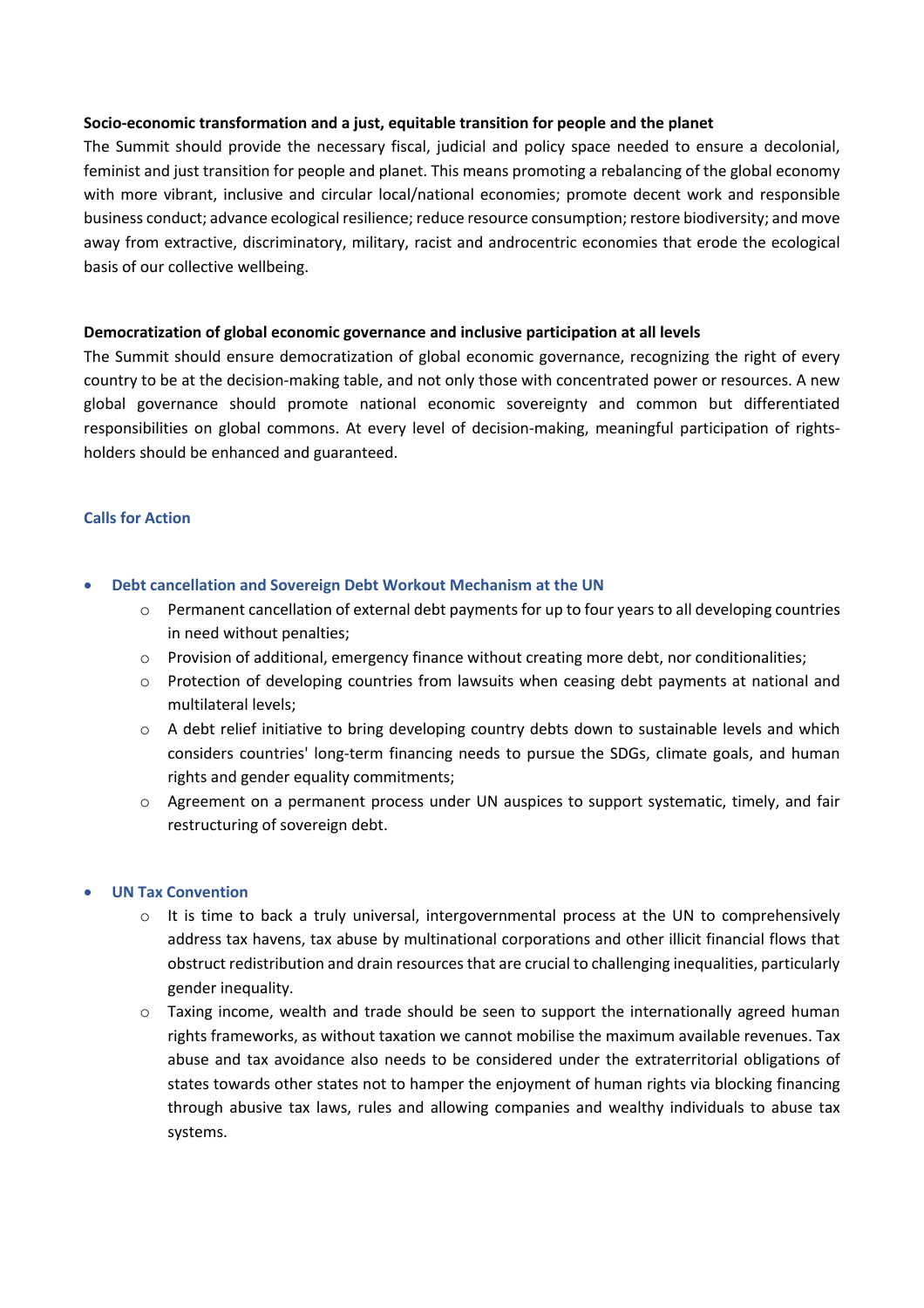**Socio-economic transformation and a just, equitable transition for people and the planet**

The Summit should provide the necessary fiscal, judicial and policy space needed to ensure a decolonial, feminist and just transition for people and planet. This means promoting a rebalancing of the global economy with more vibrant, inclusive and circular local/national economies; promote decent work and responsible business conduct; advance ecological resilience; reduce resource consumption; restore biodiversity; and move away from extractive, discriminatory, military, racist and androcentric economies that erode the ecological basis of our collective wellbeing.

**Democratization of global economic governance and inclusive participation at all levels**

The Summit should ensure democratization of global economic governance, recognizing the right of every country to be at the decision-making table, and not only those with concentrated power or resources. A new global governance should promote national economic sovereignty and common but differentiated responsibilities on global commons. At every level of decision-making, meaningful participation of rights-holders should be enhanced and guaranteed.

## Calls for Action

- **Debt cancellation and Sovereign Debt Workout Mechanism at the UN**
  - Permanent cancellation of external debt payments for up to four years to all developing countries in need without penalties;
  - Provision of additional, emergency finance without creating more debt, nor conditionalities;
  - Protection of developing countries from lawsuits when ceasing debt payments at national and multilateral levels;
  - A debt relief initiative to bring developing country debts down to sustainable levels and which considers countries' long-term financing needs to pursue the SDGs, climate goals, and human rights and gender equality commitments;
  - Agreement on a permanent process under UN auspices to support systematic, timely, and fair restructuring of sovereign debt.

- **UN Tax Convention**
  - It is time to back a truly universal, intergovernmental process at the UN to comprehensively address tax havens, tax abuse by multinational corporations and other illicit financial flows that obstruct redistribution and drain resources that are crucial to challenging inequalities, particularly gender inequality.
  - Taxing income, wealth and trade should be seen to support the internationally agreed human rights frameworks, as without taxation we cannot mobilise the maximum available revenues. Tax abuse and tax avoidance also needs to be considered under the extraterritorial obligations of states towards other states not to hamper the enjoyment of human rights via blocking financing through abusive tax laws, rules and allowing companies and wealthy individuals to abuse tax systems.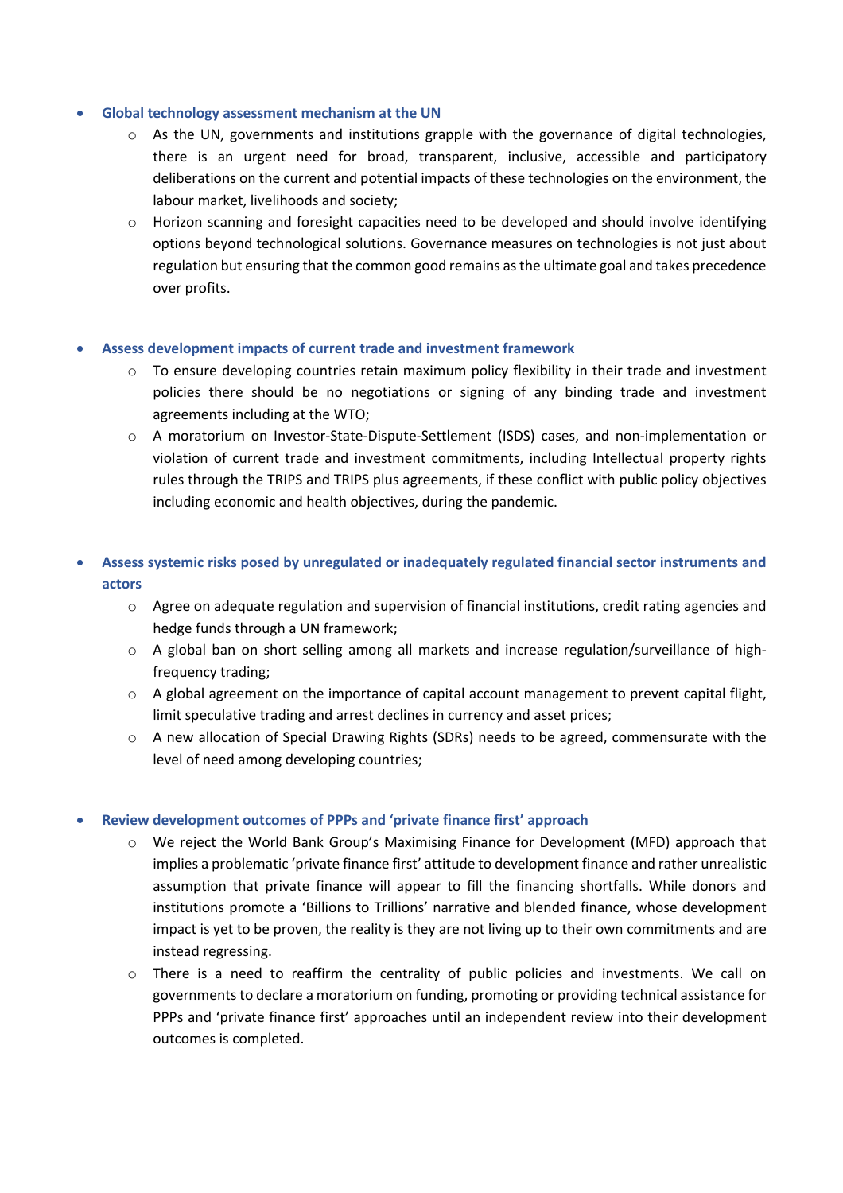- **Global technology assessment mechanism at the UN**
    - As the UN, governments and institutions grapple with the governance of digital technologies, there is an urgent need for broad, transparent, inclusive, accessible and participatory deliberations on the current and potential impacts of these technologies on the environment, the labour market, livelihoods and society;
    - Horizon scanning and foresight capacities need to be developed and should involve identifying options beyond technological solutions. Governance measures on technologies is not just about regulation but ensuring that the common good remains as the ultimate goal and takes precedence over profits.

- **Assess development impacts of current trade and investment framework**
    - To ensure developing countries retain maximum policy flexibility in their trade and investment policies there should be no negotiations or signing of any binding trade and investment agreements including at the WTO;
    - A moratorium on Investor-State-Dispute-Settlement (ISDS) cases, and non-implementation or violation of current trade and investment commitments, including Intellectual property rights rules through the TRIPS and TRIPS plus agreements, if these conflict with public policy objectives including economic and health objectives, during the pandemic.

- **Assess systemic risks posed by unregulated or inadequately regulated financial sector instruments and actors**
    - Agree on adequate regulation and supervision of financial institutions, credit rating agencies and hedge funds through a UN framework;
    - A global ban on short selling among all markets and increase regulation/surveillance of high-frequency trading;
    - A global agreement on the importance of capital account management to prevent capital flight, limit speculative trading and arrest declines in currency and asset prices;
    - A new allocation of Special Drawing Rights (SDRs) needs to be agreed, commensurate with the level of need among developing countries;

- **Review development outcomes of PPPs and 'private finance first' approach**
    - We reject the World Bank Group's Maximising Finance for Development (MFD) approach that implies a problematic 'private finance first' attitude to development finance and rather unrealistic assumption that private finance will appear to fill the financing shortfalls. While donors and institutions promote a 'Billions to Trillions' narrative and blended finance, whose development impact is yet to be proven, the reality is they are not living up to their own commitments and are instead regressing.
    - There is a need to reaffirm the centrality of public policies and investments. We call on governments to declare a moratorium on funding, promoting or providing technical assistance for PPPs and 'private finance first' approaches until an independent review into their development outcomes is completed.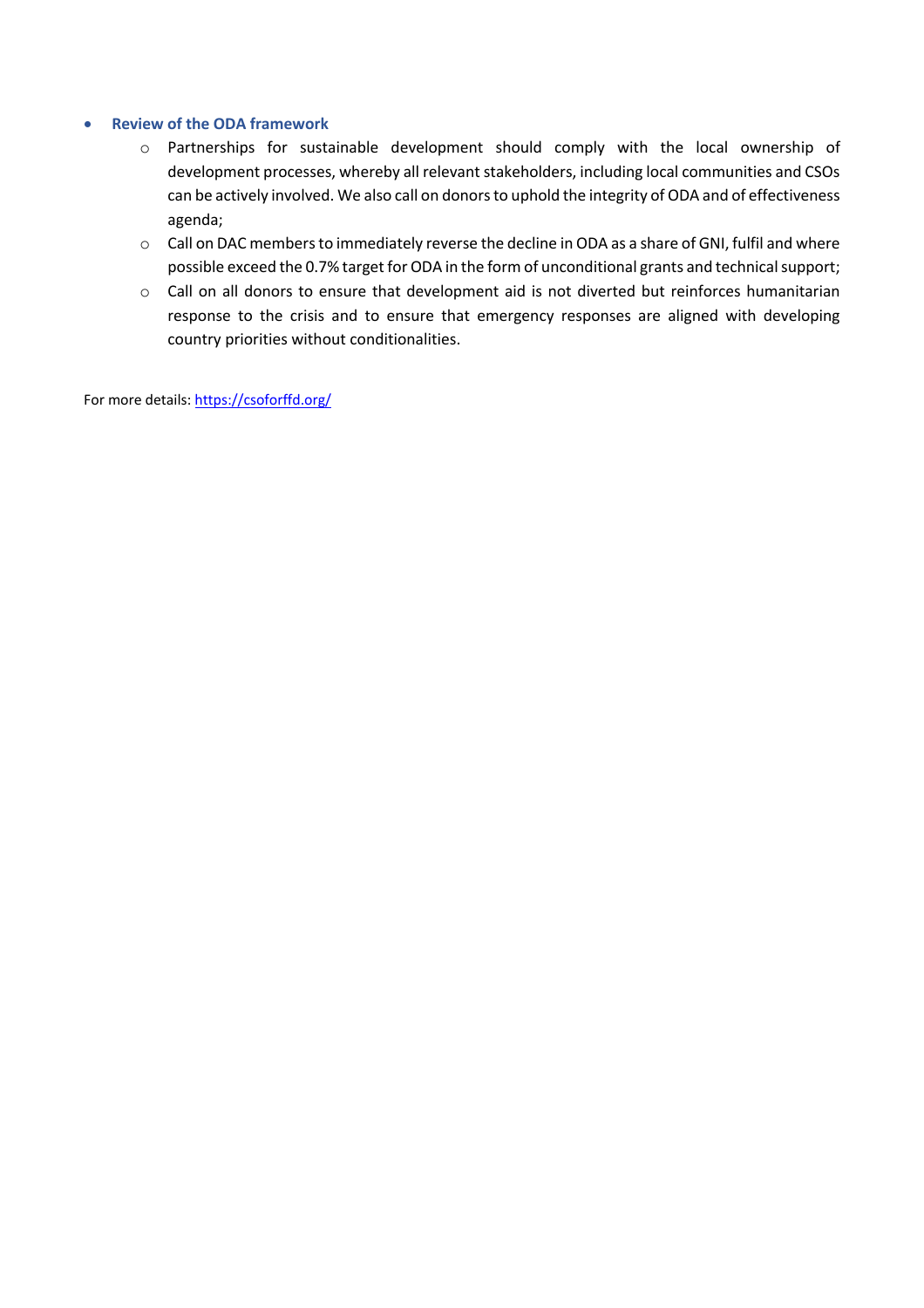- **Review of the ODA framework**
  - Partnerships for sustainable development should comply with the local ownership of development processes, whereby all relevant stakeholders, including local communities and CSOs can be actively involved. We also call on donors to uphold the integrity of ODA and of effectiveness agenda;
  - Call on DAC members to immediately reverse the decline in ODA as a share of GNI, fulfil and where possible exceed the 0.7% target for ODA in the form of unconditional grants and technical support;
  - Call on all donors to ensure that development aid is not diverted but reinforces humanitarian response to the crisis and to ensure that emergency responses are aligned with developing country priorities without conditionalities.

For more details: [https://csoforffd.org/](https://csoforffd.org/)